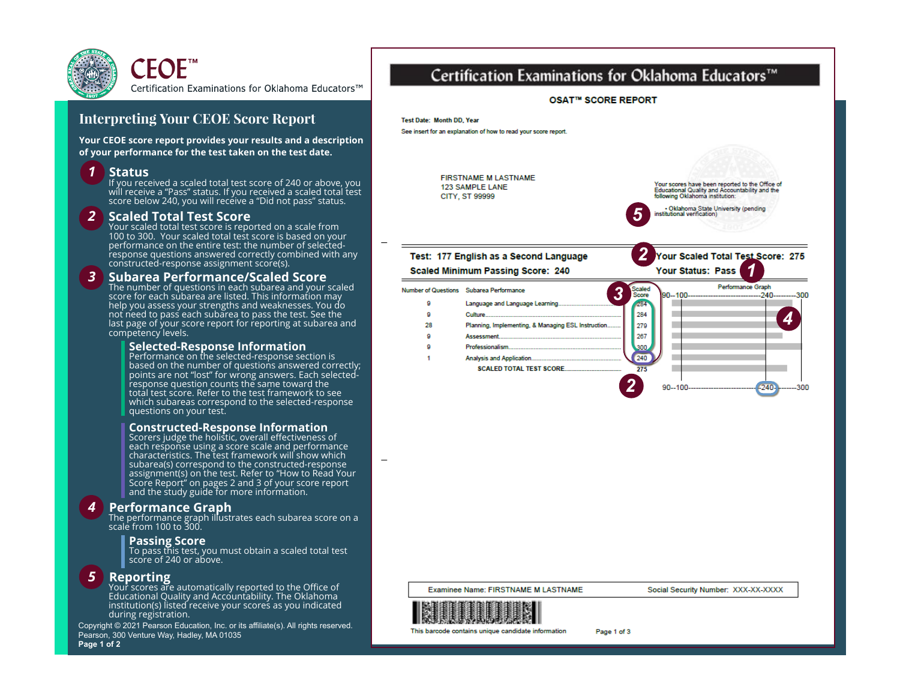# CEOE™

Certification Examinations for Oklahoma Educators™

## Interpreting Your CEOE Score Report

**Your CEOE score report provides your results and a description of your performance for the test taken on the test date.**

### 1 Status

If you received a scaled total test score of 240 or above, you will receive a "Pass" status. If you received a scaled total test score below 240, you will receive a "Did not pass" status.

### 2 Scaled Total Test Score

Your scaled total test score is reported on a scale from 100 to 300. Your scaled total test score is based on your performance on the entire test: the number of selected-response questions answered correctly combined with any constructed-response assignment score(s).

### 3 Subarea Performance/Scaled Score

The number of questions in each subarea and your scaled score for each subarea are listed. This information may help you assess your strengths and weaknesses. You do not need to pass each subarea to pass the test. See the last page of your score report for reporting at subarea and competency levels.

#### Selected-Response Information

Performance on the selected-response section is based on the number of questions answered correctly; points are not "lost" for wrong answers. Each selected-response question counts the same toward the total test score. Refer to the test framework to see which subareas correspond to the selected-response questions on your test.

#### Constructed-Response Information

Scorers judge the holistic, overall effectiveness of each response using a score scale and performance characteristics. The test framework will show which subarea(s) correspond to the constructed-response assignment(s) on the test. Refer to "How to Read Your Score Report" on pages 2 and 3 of your score report and the study guide for more information.

### 4 Performance Graph

The performance graph illustrates each subarea score on a scale from 100 to 300.

#### Passing Score

To pass this test, you must obtain a scaled total test score of 240 or above.

### 5 Reporting

Your scores are automatically reported to the Office of Educational Quality and Accountability. The Oklahoma institution(s) listed receive your scores as you indicated during registration.

Copyright © 2021 Pearson Education, Inc. or its affiliate(s). All rights reserved.
Pearson, 300 Venture Way, Hadley, MA 01035

---

## Certification Examinations for Oklahoma Educators™

### OSAT™ SCORE REPORT

Test Date: Month DD, Year

See insert for an explanation of how to read your score report.

FIRSTNAME M LASTNAME
123 SAMPLE LANE
CITY, ST 99999

Your scores have been reported to the Office of Educational Quality and Accountability and the following Oklahoma institution:

- Oklahoma State University (pending institutional verification)

**Test: 177 English as a Second Language** — **Your Scaled Total Test Score: 275**

**Scaled Minimum Passing Score: 240** — **Your Status: Pass**

| Number of Questions | Subarea Performance | Scaled Score |
|---|---|---|
| 9 | Language and Language Learning | 284 |
| 9 | Culture | 284 |
| 28 | Planning, Implementing, & Managing ESL Instruction | 279 |
| 9 | Assessment | 267 |
| 9 | Professionalism | 300 |
| 1 | Analysis and Application | 240 |
| | SCALED TOTAL TEST SCORE | 275 |

Performance Graph: 90--100--------------------240---------300

Examinee Name: FIRSTNAME M LASTNAME — Social Security Number: XXX-XX-XXXX

This barcode contains unique candidate information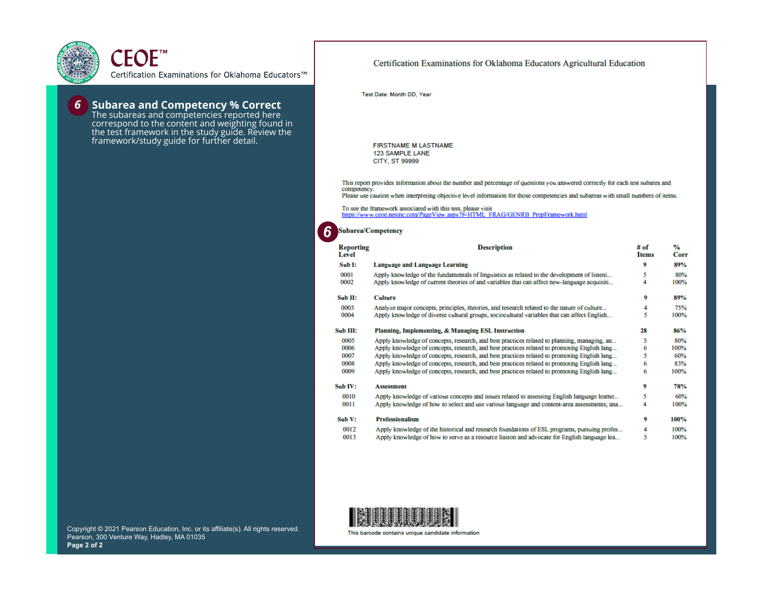# CEOE™

Certification Examinations for Oklahoma Educators™

## 6 Subarea and Competency % Correct

The subareas and competencies reported here correspond to the content and weighting found in the test framework in the study guide. Review the framework/study guide for further detail.

Certification Examinations for Oklahoma Educators Agricultural Education

Test Date: Month DD, Year

FIRSTNAME M LASTNAME
123 SAMPLE LANE
CITY, ST 99999

This report provides information about the number and percentage of questions you answered correctly for each test subarea and competency.
Please use caution when interpreting objective level information for those competencies and subareas with small numbers of items.

To see the framework associated with this test, please visit
https://www.ceoe.nesinc.com/PageView.aspx?f=HTML_FRAG/GENRB_PrepFramework.html

**6 Subarea/Competency**

| Reporting Level | Description | # of Items | % Corr |
|---|---|---|---|
| **Sub I:** | **Language and Language Learning** | **9** | **89%** |
| 0001 | Apply knowledge of the fundamentals of linguistics as related to the development of listeni... | 5 | 80% |
| 0002 | Apply knowledge of current theories of and variables that can affect new-language acquisiti... | 4 | 100% |
| **Sub II:** | **Culture** | **9** | **89%** |
| 0003 | Analyze major concepts, principles, theories, and research related to the nature of culture... | 4 | 75% |
| 0004 | Apply knowledge of diverse cultural groups, sociocultural variables that can affect English... | 5 | 100% |
| **Sub III:** | **Planning, Implementing, & Managing ESL Instruction** | **28** | **86%** |
| 0005 | Apply knowledge of concepts, research, and best practices related to planning, managing, an... | 5 | 80% |
| 0006 | Apply knowledge of concepts, research, and best practices related to promoting English lang... | 6 | 100% |
| 0007 | Apply knowledge of concepts, research, and best practices related to promoting English lang... | 5 | 60% |
| 0008 | Apply knowledge of concepts, research, and best practices related to promoting English lang... | 6 | 83% |
| 0009 | Apply knowledge of concepts, research, and best practices related to promoting English lang... | 6 | 100% |
| **Sub IV:** | **Assessment** | **9** | **78%** |
| 0010 | Apply knowledge of various concepts and issues related to assessing English language learne... | 5 | 60% |
| 0011 | Apply knowledge of how to select and use various language and content-area assessments; ana... | 4 | 100% |
| **Sub V:** | **Professionalism** | **9** | **100%** |
| 0012 | Apply knowledge of the historical and research foundations of ESL programs, pursuing profes... | 4 | 100% |
| 0013 | Apply knowledge of how to serve as a resource liaison and advocate for English language lea... | 5 | 100% |

This barcode contains unique candidate information

Copyright © 2021 Pearson Education, Inc. or its affiliate(s). All rights reserved.
Pearson, 300 Venture Way, Hadley, MA 01035